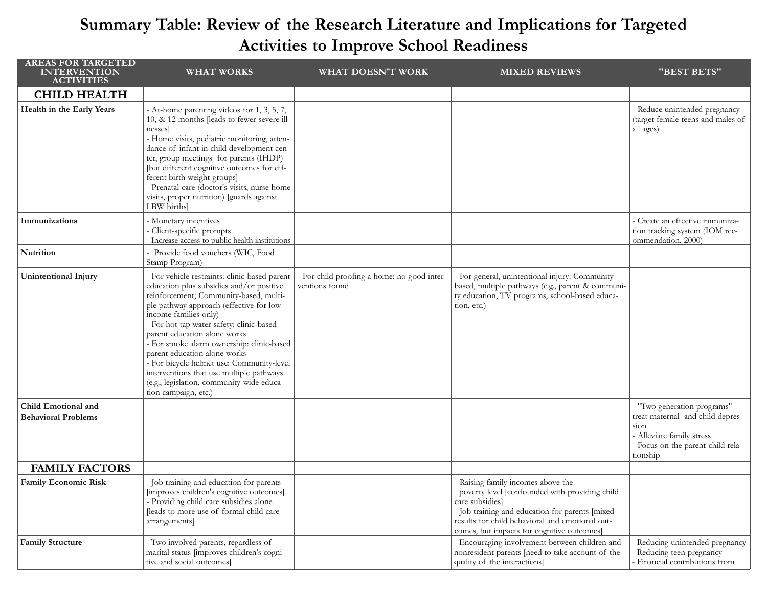# Summary Table: Review of the Research Literature and Implications for Targeted Activities to Improve School Readiness

| AREAS FOR TARGETED INTERVENTION ACTIVITIES | WHAT WORKS | WHAT DOESN'T WORK | MIXED REVIEWS | "BEST BETS" |
|---|---|---|---|---|
| **CHILD HEALTH** | | | | |
| **Health in the Early Years** | - At-home parenting videos for 1, 3, 5, 7, 10, & 12 months [leads to fewer severe illnesses]<br>- Home visits, pediatric monitoring, attendance of infant in child development center, group meetings for parents (IHDP) [but different cognitive outcomes for different birth weight groups]<br>- Prenatal care (doctor's visits, nurse home visits, proper nutrition) [guards against LBW births] | | | - Reduce unintended pregnancy (target female teens and males of all ages) |
| **Immunizations** | - Monetary incentives<br>- Client-specific prompts<br>- Increase access to public health institutions | | | - Create an effective immunization tracking system (IOM recommendation, 2000) |
| **Nutrition** | - Provide food vouchers (WIC, Food Stamp Program) | | | |
| **Unintentional Injury** | - For vehicle restraints: clinic-based parent education plus subsidies and/or positive reinforcement; Community-based, multiple pathway approach (effective for low-income families only)<br>- For hot tap water safety: clinic-based parent education alone works<br>- For smoke alarm ownership: clinic-based parent education alone works<br>- For bicycle helmet use: Community-level interventions that use multiple pathways (e.g., legislation, community-wide education campaign, etc.) | - For child proofing a home: no good interventions found | - For general, unintentional injury: Community-based, multiple pathways (e.g., parent & community education, TV programs, school-based education, etc.) | |
| **Child Emotional and Behavioral Problems** | | | | - "Two generation programs" - treat maternal and child depression<br>- Alleviate family stress<br>- Focus on the parent-child relationship |
| **FAMILY FACTORS** | | | | |
| **Family Economic Risk** | - Job training and education for parents [improves children's cognitive outcomes]<br>- Providing child care subsidies alone [leads to more use of formal child care arrangements] | | - Raising family incomes above the poverty level [confounded with providing child care subsidies]<br>- Job training and education for parents [mixed results for child behavioral and emotional outcomes, but impacts for cognitive outcomes] | |
| **Family Structure** | - Two involved parents, regardless of marital status [improves children's cognitive and social outcomes] | | - Encouraging involvement between children and nonresident parents [need to take account of the quality of the interactions] | - Reducing unintended pregnancy<br>- Reducing teen pregnancy<br>- Financial contributions from |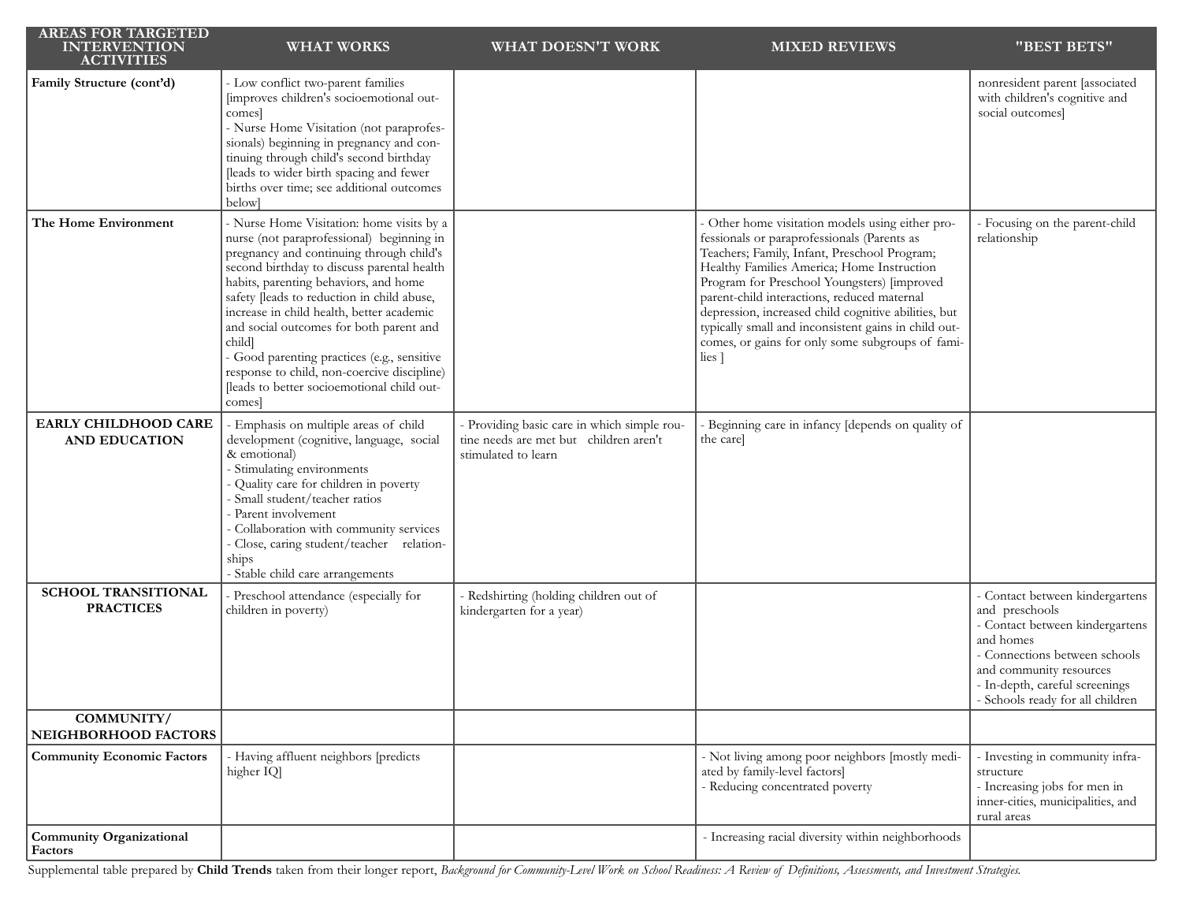| AREAS FOR TARGETED INTERVENTION ACTIVITIES | WHAT WORKS | WHAT DOESN'T WORK | MIXED REVIEWS | "BEST BETS" |
|---|---|---|---|---|
| **Family Structure (cont'd)** | - Low conflict two-parent families [improves children's socioemotional outcomes]<br>- Nurse Home Visitation (not paraprofessionals) beginning in pregnancy and continuing through child's second birthday [leads to wider birth spacing and fewer births over time; see additional outcomes below] | | | nonresident parent [associated with children's cognitive and social outcomes] |
| **The Home Environment** | - Nurse Home Visitation: home visits by a nurse (not paraprofessional) beginning in pregnancy and continuing through child's second birthday to discuss parental health habits, parenting behaviors, and home safety [leads to reduction in child abuse, increase in child health, better academic and social outcomes for both parent and child]<br>- Good parenting practices (e.g., sensitive response to child, non-coercive discipline) [leads to better socioemotional child outcomes] | | - Other home visitation models using either professionals or paraprofessionals (Parents as Teachers; Family, Infant, Preschool Program; Healthy Families America; Home Instruction Program for Preschool Youngsters) [improved parent-child interactions, reduced maternal depression, increased child cognitive abilities, but typically small and inconsistent gains in child outcomes, or gains for only some subgroups of families ] | - Focusing on the parent-child relationship |
| **EARLY CHILDHOOD CARE AND EDUCATION** | - Emphasis on multiple areas of child development (cognitive, language, social & emotional)<br>- Stimulating environments<br>- Quality care for children in poverty<br>- Small student/teacher ratios<br>- Parent involvement<br>- Collaboration with community services<br>- Close, caring student/teacher relationships<br>- Stable child care arrangements | - Providing basic care in which simple routine needs are met but children aren't stimulated to learn | - Beginning care in infancy [depends on quality of the care] | |
| **SCHOOL TRANSITIONAL PRACTICES** | - Preschool attendance (especially for children in poverty) | - Redshirting (holding children out of kindergarten for a year) | | - Contact between kindergartens and preschools<br>- Contact between kindergartens and homes<br>- Connections between schools and community resources<br>- In-depth, careful screenings<br>- Schools ready for all children |
| **COMMUNITY/ NEIGHBORHOOD FACTORS** | | | | |
| **Community Economic Factors** | - Having affluent neighbors [predicts higher IQ] | | - Not living among poor neighbors [mostly mediated by family-level factors]<br>- Reducing concentrated poverty | - Investing in community infrastructure<br>- Increasing jobs for men in inner-cities, municipalities, and rural areas |
| **Community Organizational Factors** | | | - Increasing racial diversity within neighborhoods | |

Supplemental table prepared by **Child Trends** taken from their longer report, *Background for Community-Level Work on School Readiness: A Review of Definitions, Assessments, and Investment Strategies.*